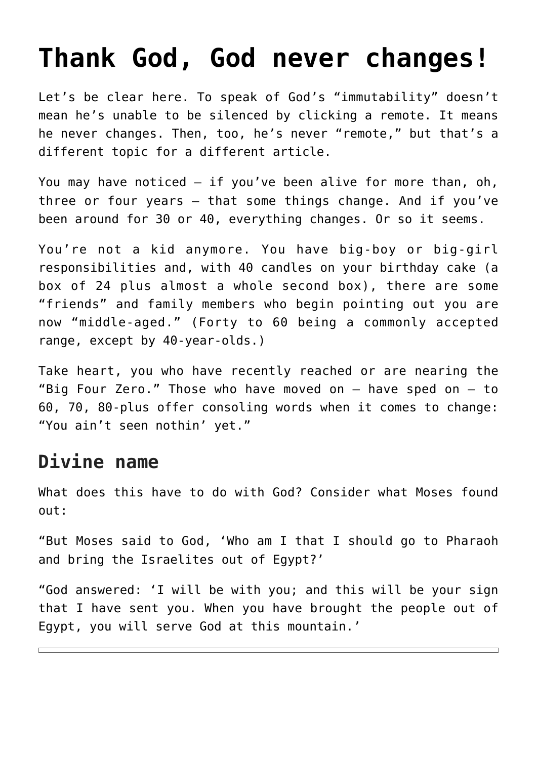# Thank God, God never changes!

Let's be clear here. To speak of God's "immutability" doesn't mean he's unable to be silenced by clicking a remote. It means he never changes. Then, too, he's never "remote," but that's a different topic for a different article.

You may have noticed — if you've been alive for more than, oh, three or four years — that some things change. And if you've been around for 30 or 40, everything changes. Or so it seems.

You're not a kid anymore. You have big-boy or big-girl responsibilities and, with 40 candles on your birthday cake (a box of 24 plus almost a whole second box), there are some "friends" and family members who begin pointing out you are now "middle-aged." (Forty to 60 being a commonly accepted range, except by 40-year-olds.)

Take heart, you who have recently reached or are nearing the "Big Four Zero." Those who have moved on — have sped on — to 60, 70, 80-plus offer consoling words when it comes to change: "You ain't seen nothin' yet."

## Divine name

What does this have to do with God? Consider what Moses found out:

"But Moses said to God, 'Who am I that I should go to Pharaoh and bring the Israelites out of Egypt?'

"God answered: 'I will be with you; and this will be your sign that I have sent you. When you have brought the people out of Egypt, you will serve God at this mountain.'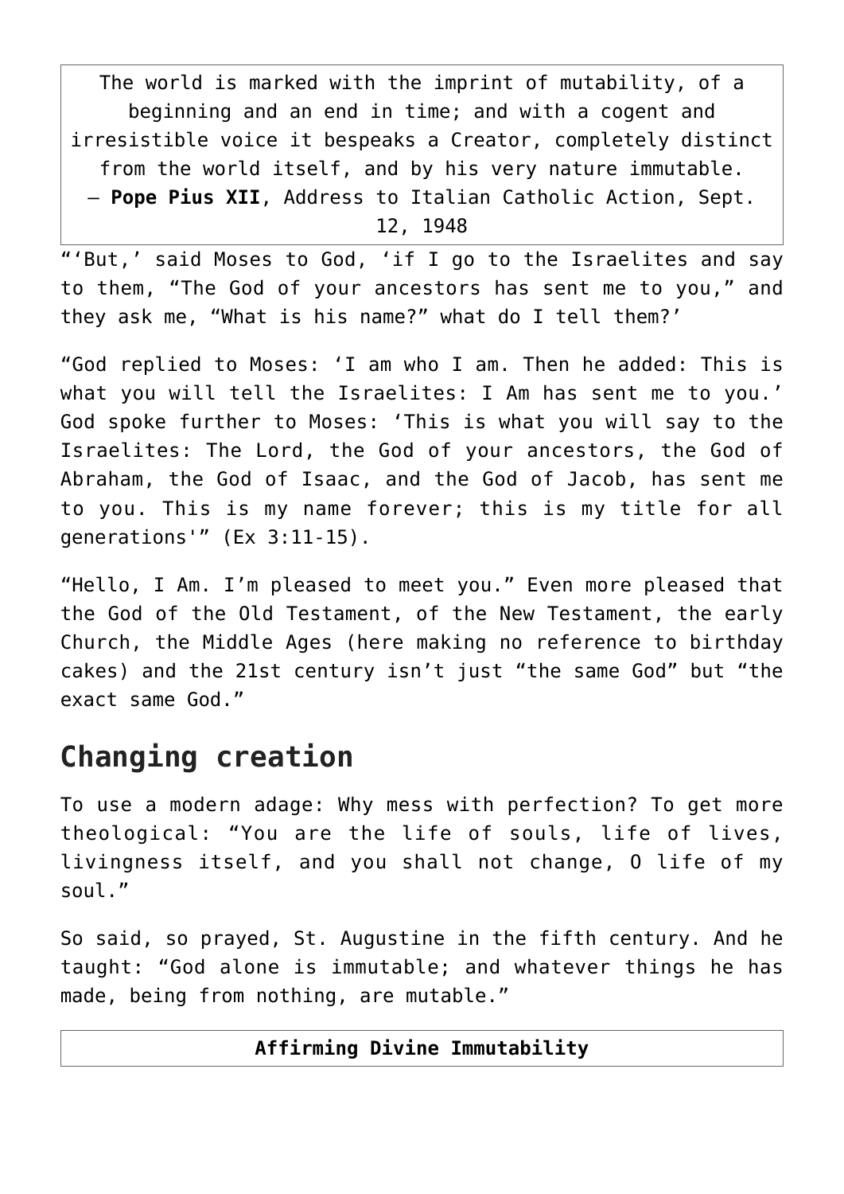> The world is marked with the imprint of mutability, of a beginning and an end in time; and with a cogent and irresistible voice it bespeaks a Creator, completely distinct from the world itself, and by his very nature immutable.
> — **Pope Pius XII**, Address to Italian Catholic Action, Sept. 12, 1948

"'But,' said Moses to God, 'if I go to the Israelites and say to them, "The God of your ancestors has sent me to you," and they ask me, "What is his name?" what do I tell them?'

"God replied to Moses: 'I am who I am. Then he added: This is what you will tell the Israelites: I Am has sent me to you.' God spoke further to Moses: 'This is what you will say to the Israelites: The Lord, the God of your ancestors, the God of Abraham, the God of Isaac, and the God of Jacob, has sent me to you. This is my name forever; this is my title for all generations'" (Ex 3:11-15).

"Hello, I Am. I'm pleased to meet you." Even more pleased that the God of the Old Testament, of the New Testament, the early Church, the Middle Ages (here making no reference to birthday cakes) and the 21st century isn't just "the same God" but "the exact same God."

## Changing creation

To use a modern adage: Why mess with perfection? To get more theological: "You are the life of souls, life of lives, livingness itself, and you shall not change, O life of my soul."

So said, so prayed, St. Augustine in the fifth century. And he taught: "God alone is immutable; and whatever things he has made, being from nothing, are mutable."

**Affirming Divine Immutability**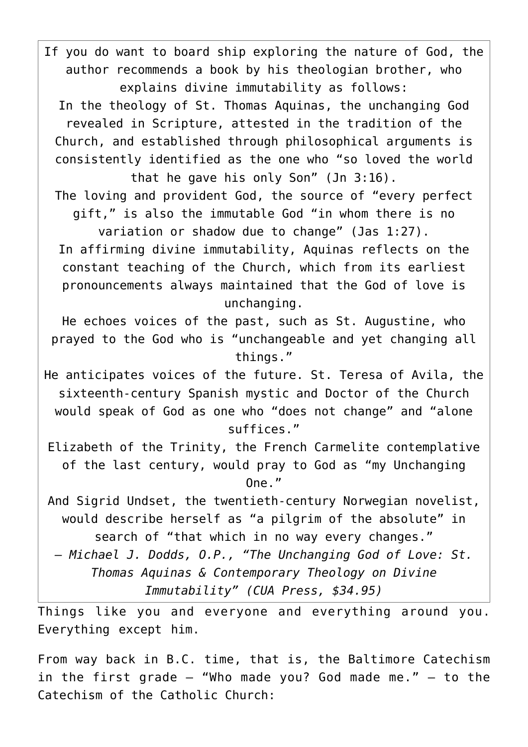If you do want to board ship exploring the nature of God, the author recommends a book by his theologian brother, who explains divine immutability as follows:

In the theology of St. Thomas Aquinas, the unchanging God revealed in Scripture, attested in the tradition of the Church, and established through philosophical arguments is consistently identified as the one who "so loved the world that he gave his only Son" (Jn 3:16).

The loving and provident God, the source of "every perfect gift," is also the immutable God "in whom there is no variation or shadow due to change" (Jas 1:27).

In affirming divine immutability, Aquinas reflects on the constant teaching of the Church, which from its earliest pronouncements always maintained that the God of love is unchanging.

He echoes voices of the past, such as St. Augustine, who prayed to the God who is "unchangeable and yet changing all things."

He anticipates voices of the future. St. Teresa of Avila, the sixteenth-century Spanish mystic and Doctor of the Church would speak of God as one who "does not change" and "alone suffices."

Elizabeth of the Trinity, the French Carmelite contemplative of the last century, would pray to God as "my Unchanging One."

And Sigrid Undset, the twentieth-century Norwegian novelist, would describe herself as "a pilgrim of the absolute" in search of "that which in no way every changes."

– *Michael J. Dodds, O.P., "The Unchanging God of Love: St. Thomas Aquinas & Contemporary Theology on Divine Immutability" (CUA Press, $34.95)*

Things like you and everyone and everything around you. Everything except him.

From way back in B.C. time, that is, the Baltimore Catechism in the first grade – "Who made you? God made me." – to the Catechism of the Catholic Church: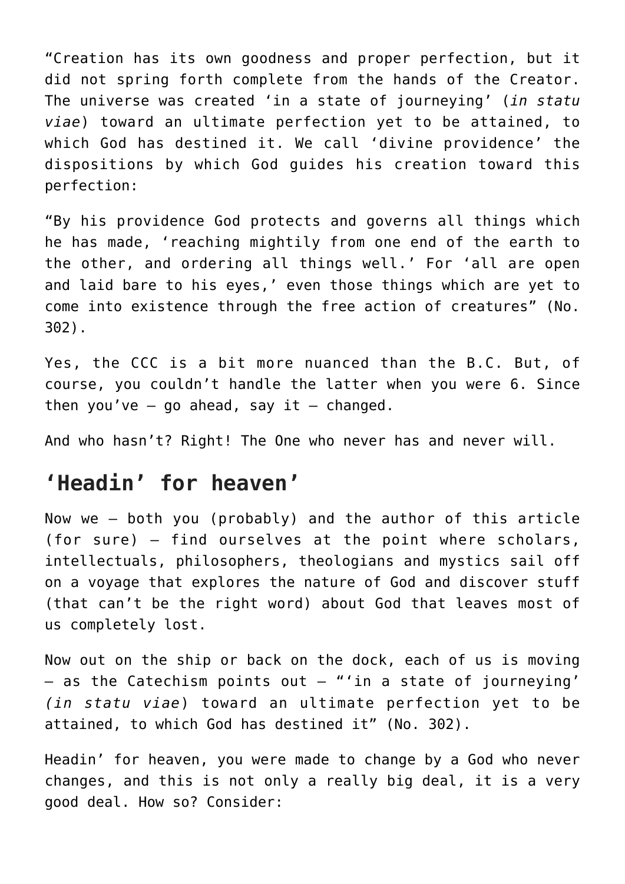"Creation has its own goodness and proper perfection, but it did not spring forth complete from the hands of the Creator. The universe was created 'in a state of journeying' (*in statu viae*) toward an ultimate perfection yet to be attained, to which God has destined it. We call 'divine providence' the dispositions by which God guides his creation toward this perfection:

"By his providence God protects and governs all things which he has made, 'reaching mightily from one end of the earth to the other, and ordering all things well.' For 'all are open and laid bare to his eyes,' even those things which are yet to come into existence through the free action of creatures" (No. 302).

Yes, the CCC is a bit more nuanced than the B.C. But, of course, you couldn't handle the latter when you were 6. Since then you've — go ahead, say it — changed.

And who hasn't? Right! The One who never has and never will.

## 'Headin' for heaven'

Now we — both you (probably) and the author of this article (for sure) — find ourselves at the point where scholars, intellectuals, philosophers, theologians and mystics sail off on a voyage that explores the nature of God and discover stuff (that can't be the right word) about God that leaves most of us completely lost.

Now out on the ship or back on the dock, each of us is moving — as the Catechism points out — "'in a state of journeying' *(in statu viae*) toward an ultimate perfection yet to be attained, to which God has destined it" (No. 302).

Headin' for heaven, you were made to change by a God who never changes, and this is not only a really big deal, it is a very good deal. How so? Consider: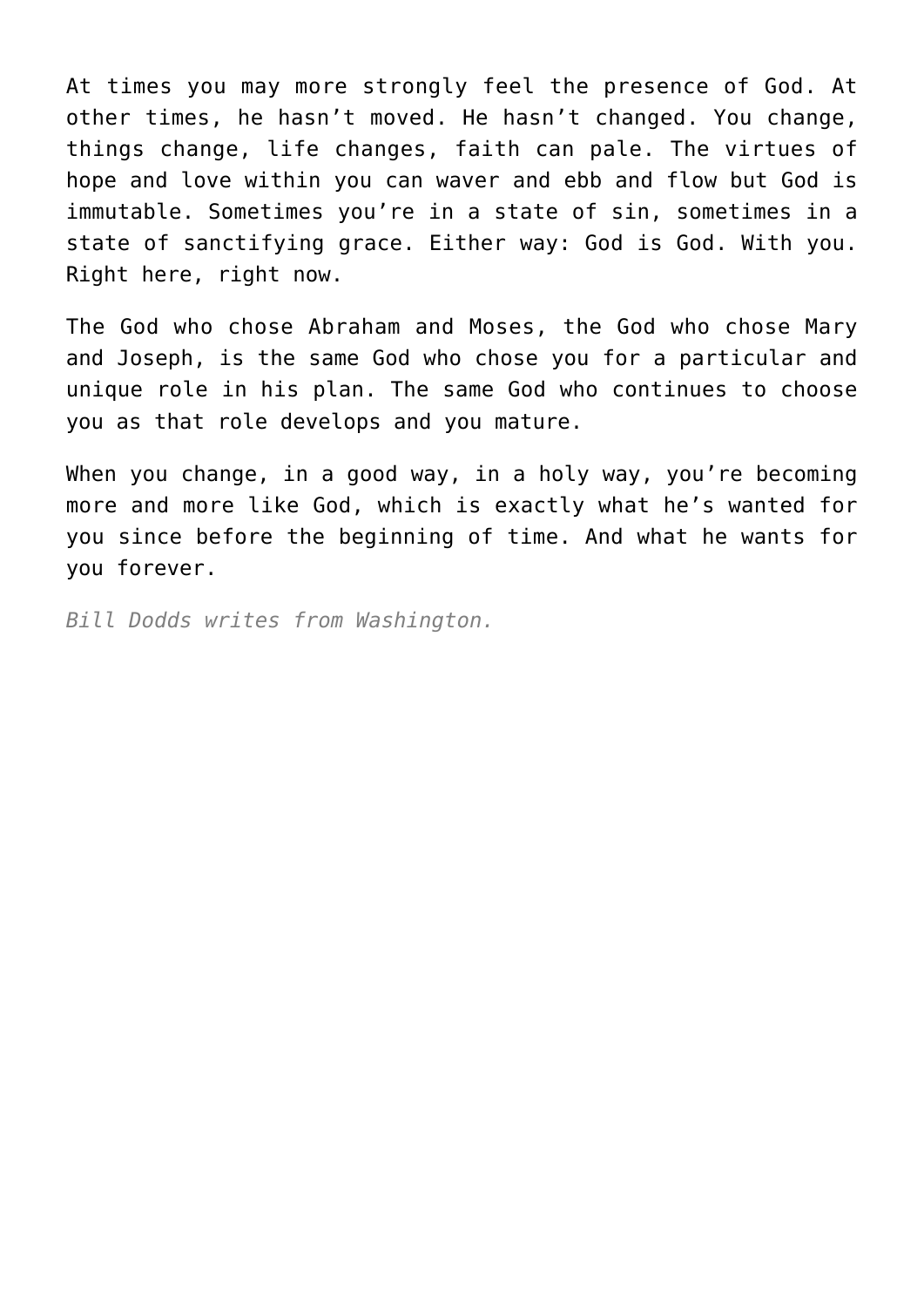At times you may more strongly feel the presence of God. At other times, he hasn't moved. He hasn't changed. You change, things change, life changes, faith can pale. The virtues of hope and love within you can waver and ebb and flow but God is immutable. Sometimes you're in a state of sin, sometimes in a state of sanctifying grace. Either way: God is God. With you. Right here, right now.

The God who chose Abraham and Moses, the God who chose Mary and Joseph, is the same God who chose you for a particular and unique role in his plan. The same God who continues to choose you as that role develops and you mature.

When you change, in a good way, in a holy way, you're becoming more and more like God, which is exactly what he's wanted for you since before the beginning of time. And what he wants for you forever.

*Bill Dodds writes from Washington.*